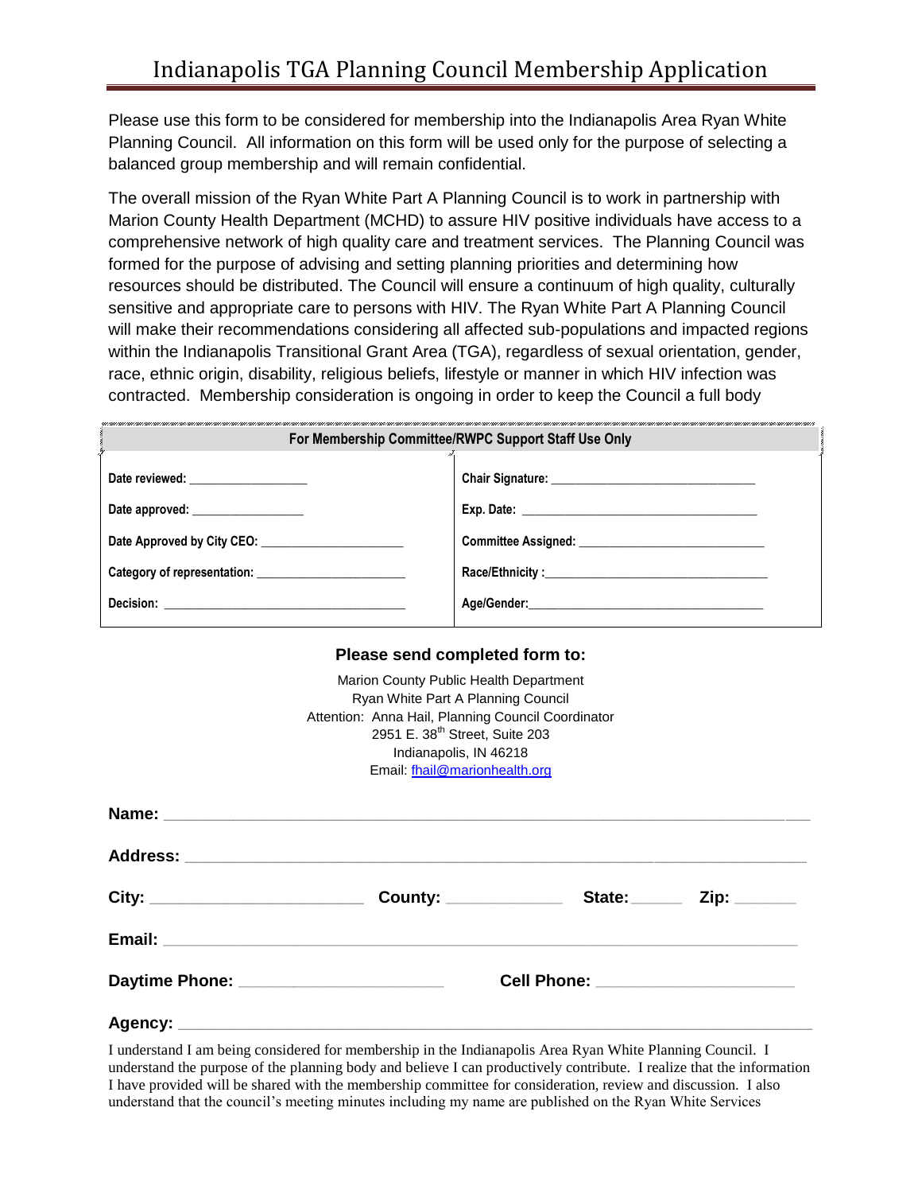# Indianapolis TGA Planning Council Membership Application

Please use this form to be considered for membership into the Indianapolis Area Ryan White Planning Council. All information on this form will be used only for the purpose of selecting a balanced group membership and will remain confidential.

The overall mission of the Ryan White Part A Planning Council is to work in partnership with Marion County Health Department (MCHD) to assure HIV positive individuals have access to a comprehensive network of high quality care and treatment services. The Planning Council was formed for the purpose of advising and setting planning priorities and determining how resources should be distributed. The Council will ensure a continuum of high quality, culturally sensitive and appropriate care to persons with HIV. The Ryan White Part A Planning Council will make their recommendations considering all affected sub-populations and impacted regions within the Indianapolis Transitional Grant Area (TGA), regardless of sexual orientation, gender, race, ethnic origin, disability, religious beliefs, lifestyle or manner in which HIV infection was contracted. Membership consideration is ongoing in order to keep the Council a full body

| For Membership Committee/RWPC Support Staff Use Only | |
|---|---|
| Date reviewed: __________________ | Chair Signature: _______________________________ |
| Date approved: _________________ | Exp. Date: ___________________________________ |
| Date Approved by City CEO: ______________________ | Committee Assigned: ____________________________ |
| Category of representation: _______________________ | Race/Ethnicity :_________________________________ |
| Decision: ____________________________________ | Age/Gender:____________________________________ |

**Please send completed form to:**

Marion County Public Health Department
Ryan White Part A Planning Council
Attention: Anna Hail, Planning Council Coordinator
2951 E. 38th Street, Suite 203
Indianapolis, IN 46218
Email: fhail@marionhealth.org

**Name:** ______________________________________________________________________

**Address:** ____________________________________________________________________

**City:** _______________________ **County:** _____________ **State:**______ **Zip:** _______

**Email:** ______________________________________________________________________

**Daytime Phone:** _______________________ **Cell Phone:** ______________________

**Agency:** _____________________________________________________________________

I understand I am being considered for membership in the Indianapolis Area Ryan White Planning Council. I understand the purpose of the planning body and believe I can productively contribute. I realize that the information I have provided will be shared with the membership committee for consideration, review and discussion. I also understand that the council's meeting minutes including my name are published on the Ryan White Services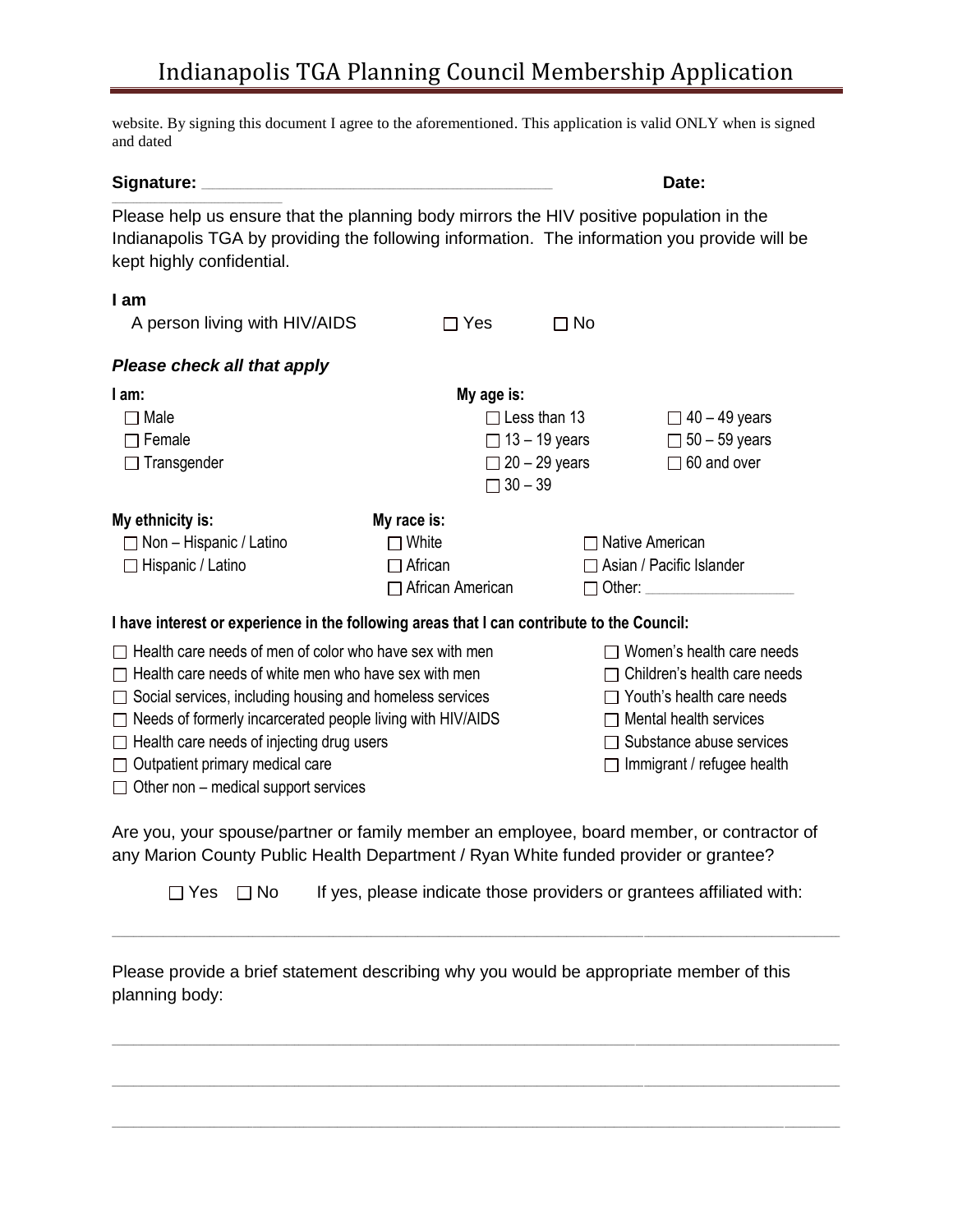website. By signing this document I agree to the aforementioned. This application is valid ONLY when is signed and dated

**Signature: ___________________________________** **Date: __________________**

Please help us ensure that the planning body mirrors the HIV positive population in the Indianapolis TGA by providing the following information. The information you provide will be kept highly confidential.

**I am**

A person living with HIV/AIDS ☐ Yes ☐ No

***Please check all that apply***

**I am:**

- ☐ Male
- ☐ Female
- ☐ Transgender

**My age is:**

- ☐ Less than 13
- ☐ 13 – 19 years
- ☐ 20 – 29 years
- ☐ 30 – 39
- ☐ 40 – 49 years
- ☐ 50 – 59 years
- ☐ 60 and over

**My ethnicity is:**

- ☐ Non – Hispanic / Latino
- ☐ Hispanic / Latino

**My race is:**

- ☐ White
- ☐ African
- ☐ African American
- ☐ Native American
- ☐ Asian / Pacific Islander
- ☐ Other: __________________

**I have interest or experience in the following areas that I can contribute to the Council:**

- ☐ Health care needs of men of color who have sex with men
- ☐ Health care needs of white men who have sex with men
- ☐ Social services, including housing and homeless services
- ☐ Needs of formerly incarcerated people living with HIV/AIDS
- ☐ Health care needs of injecting drug users
- ☐ Outpatient primary medical care
- ☐ Other non – medical support services
- ☐ Women's health care needs
- ☐ Children's health care needs
- ☐ Youth's health care needs
- ☐ Mental health services
- ☐ Substance abuse services
- ☐ Immigrant / refugee health

Are you, your spouse/partner or family member an employee, board member, or contractor of any Marion County Public Health Department / Ryan White funded provider or grantee?

☐ Yes ☐ No If yes, please indicate those providers or grantees affiliated with:

_____________________________________________________________________________

Please provide a brief statement describing why you would be appropriate member of this planning body:

_____________________________________________________________________________

_____________________________________________________________________________

_____________________________________________________________________________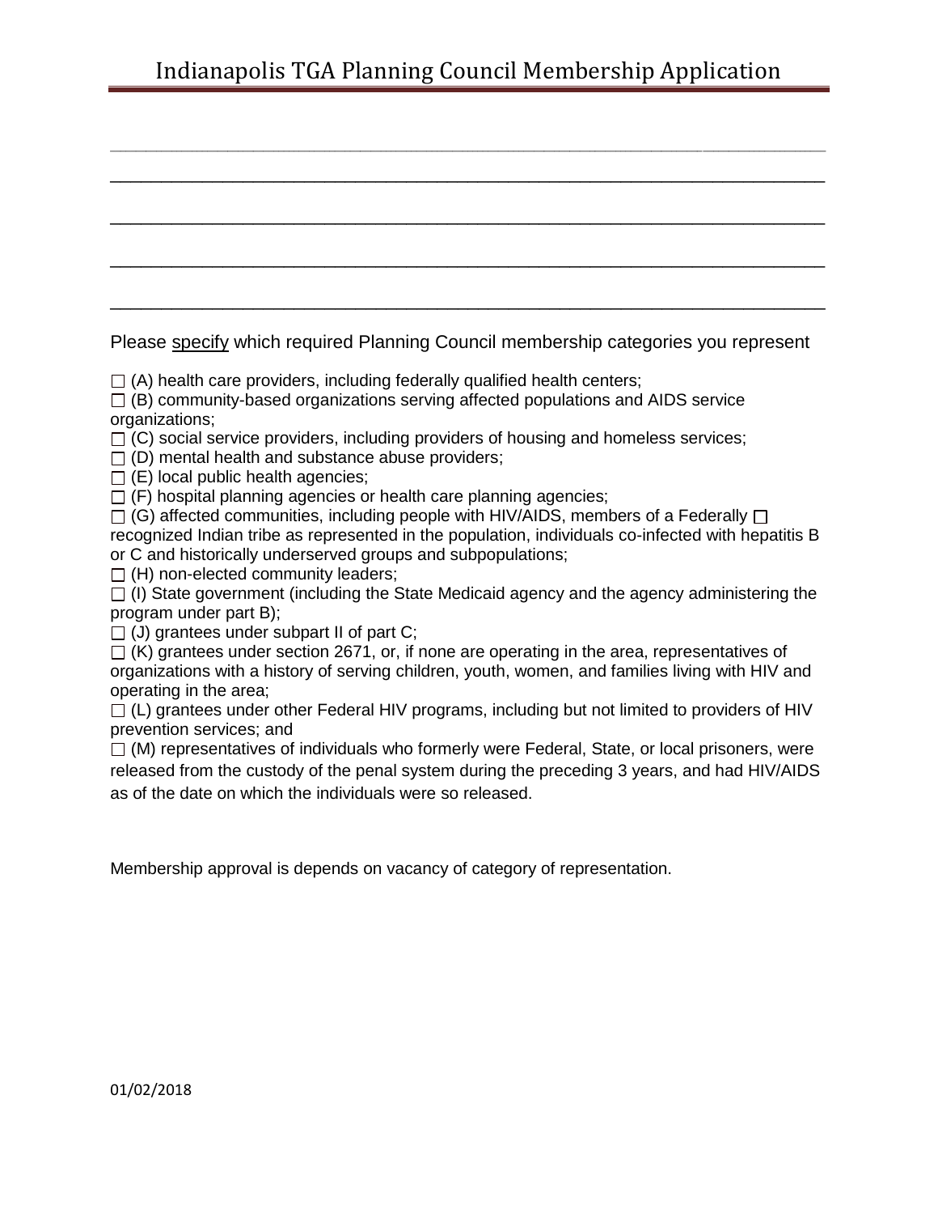\_\_\_\_\_\_\_\_\_\_\_\_\_\_\_\_\_\_\_\_\_\_\_\_\_\_\_\_\_\_\_\_\_\_\_\_\_\_\_\_\_\_\_\_\_\_\_\_\_\_\_\_\_\_\_\_\_\_\_\_\_\_\_\_\_\_\_\_\_\_\_\_\_\_\_\_

\_\_\_\_\_\_\_\_\_\_\_\_\_\_\_\_\_\_\_\_\_\_\_\_\_\_\_\_\_\_\_\_\_\_\_\_\_\_\_\_\_\_\_\_\_\_\_\_\_\_\_\_\_\_\_\_\_\_\_\_\_\_\_\_\_\_\_\_\_\_\_\_\_\_\_\_

\_\_\_\_\_\_\_\_\_\_\_\_\_\_\_\_\_\_\_\_\_\_\_\_\_\_\_\_\_\_\_\_\_\_\_\_\_\_\_\_\_\_\_\_\_\_\_\_\_\_\_\_\_\_\_\_\_\_\_\_\_\_\_\_\_\_\_\_\_\_\_\_\_\_\_\_

\_\_\_\_\_\_\_\_\_\_\_\_\_\_\_\_\_\_\_\_\_\_\_\_\_\_\_\_\_\_\_\_\_\_\_\_\_\_\_\_\_\_\_\_\_\_\_\_\_\_\_\_\_\_\_\_\_\_\_\_\_\_\_\_\_\_\_\_\_\_\_\_\_\_\_\_

\_\_\_\_\_\_\_\_\_\_\_\_\_\_\_\_\_\_\_\_\_\_\_\_\_\_\_\_\_\_\_\_\_\_\_\_\_\_\_\_\_\_\_\_\_\_\_\_\_\_\_\_\_\_\_\_\_\_\_\_\_\_\_\_\_\_\_\_\_\_\_\_\_\_\_\_

Please specify which required Planning Council membership categories you represent

☐ (A) health care providers, including federally qualified health centers;
☐ (B) community-based organizations serving affected populations and AIDS service organizations;
☐ (C) social service providers, including providers of housing and homeless services;
☐ (D) mental health and substance abuse providers;
☐ (E) local public health agencies;
☐ (F) hospital planning agencies or health care planning agencies;
☐ (G) affected communities, including people with HIV/AIDS, members of a Federally ☐ recognized Indian tribe as represented in the population, individuals co-infected with hepatitis B or C and historically underserved groups and subpopulations;
☐ (H) non-elected community leaders;
☐ (I) State government (including the State Medicaid agency and the agency administering the program under part B);
☐ (J) grantees under subpart II of part C;
☐ (K) grantees under section 2671, or, if none are operating in the area, representatives of organizations with a history of serving children, youth, women, and families living with HIV and operating in the area;
☐ (L) grantees under other Federal HIV programs, including but not limited to providers of HIV prevention services; and
☐ (M) representatives of individuals who formerly were Federal, State, or local prisoners, were released from the custody of the penal system during the preceding 3 years, and had HIV/AIDS as of the date on which the individuals were so released.

Membership approval is depends on vacancy of category of representation.

01/02/2018